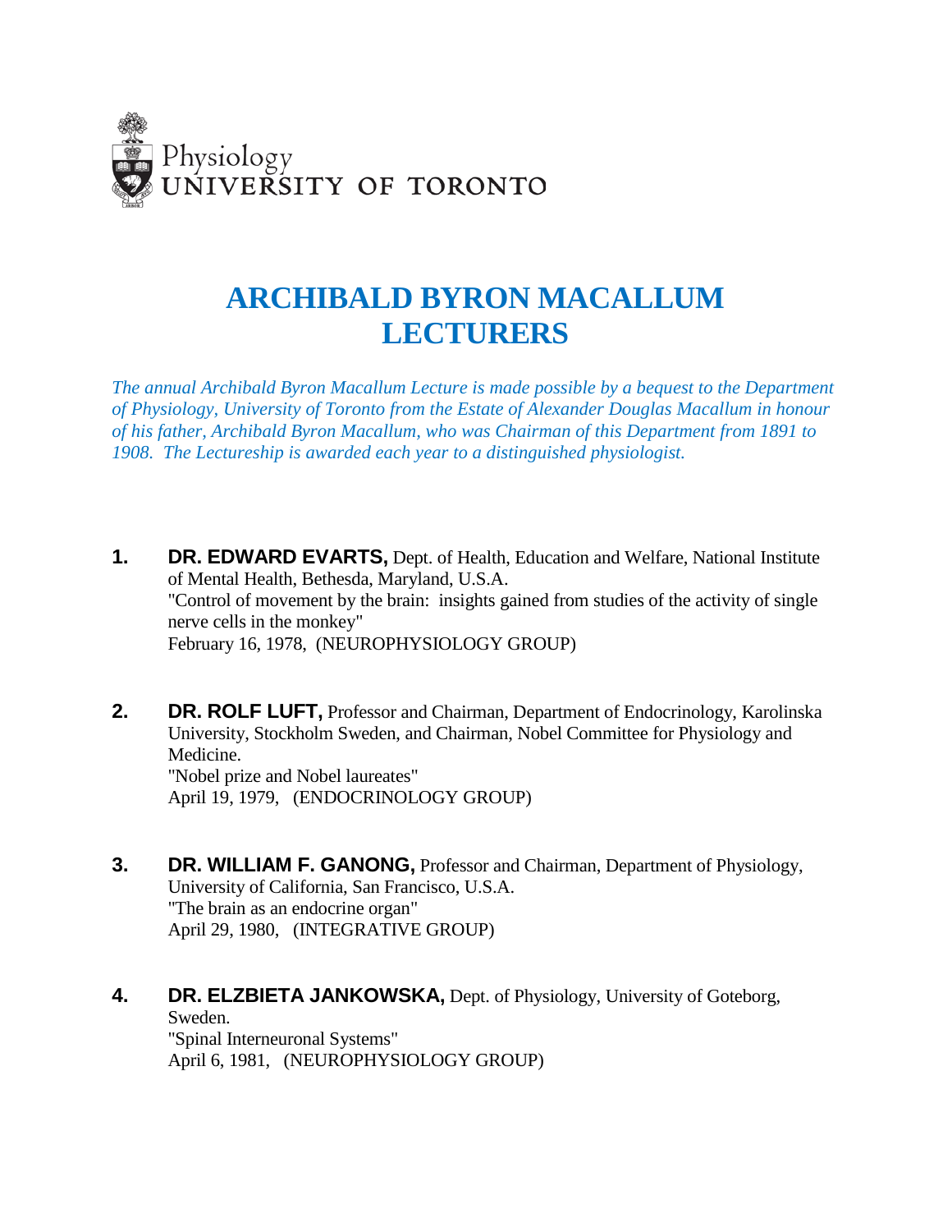Physiology
UNIVERSITY OF TORONTO

# ARCHIBALD BYRON MACALLUM LECTURERS

*The annual Archibald Byron Macallum Lecture is made possible by a bequest to the Department of Physiology, University of Toronto from the Estate of Alexander Douglas Macallum in honour of his father, Archibald Byron Macallum, who was Chairman of this Department from 1891 to 1908. The Lectureship is awarded each year to a distinguished physiologist.*

1. **DR. EDWARD EVARTS,** Dept. of Health, Education and Welfare, National Institute of Mental Health, Bethesda, Maryland, U.S.A.
   "Control of movement by the brain: insights gained from studies of the activity of single nerve cells in the monkey"
   February 16, 1978, (NEUROPHYSIOLOGY GROUP)

2. **DR. ROLF LUFT,** Professor and Chairman, Department of Endocrinology, Karolinska University, Stockholm Sweden, and Chairman, Nobel Committee for Physiology and Medicine.
   "Nobel prize and Nobel laureates"
   April 19, 1979, (ENDOCRINOLOGY GROUP)

3. **DR. WILLIAM F. GANONG,** Professor and Chairman, Department of Physiology, University of California, San Francisco, U.S.A.
   "The brain as an endocrine organ"
   April 29, 1980, (INTEGRATIVE GROUP)

4. **DR. ELZBIETA JANKOWSKA,** Dept. of Physiology, University of Goteborg, Sweden.
   "Spinal Interneuronal Systems"
   April 6, 1981, (NEUROPHYSIOLOGY GROUP)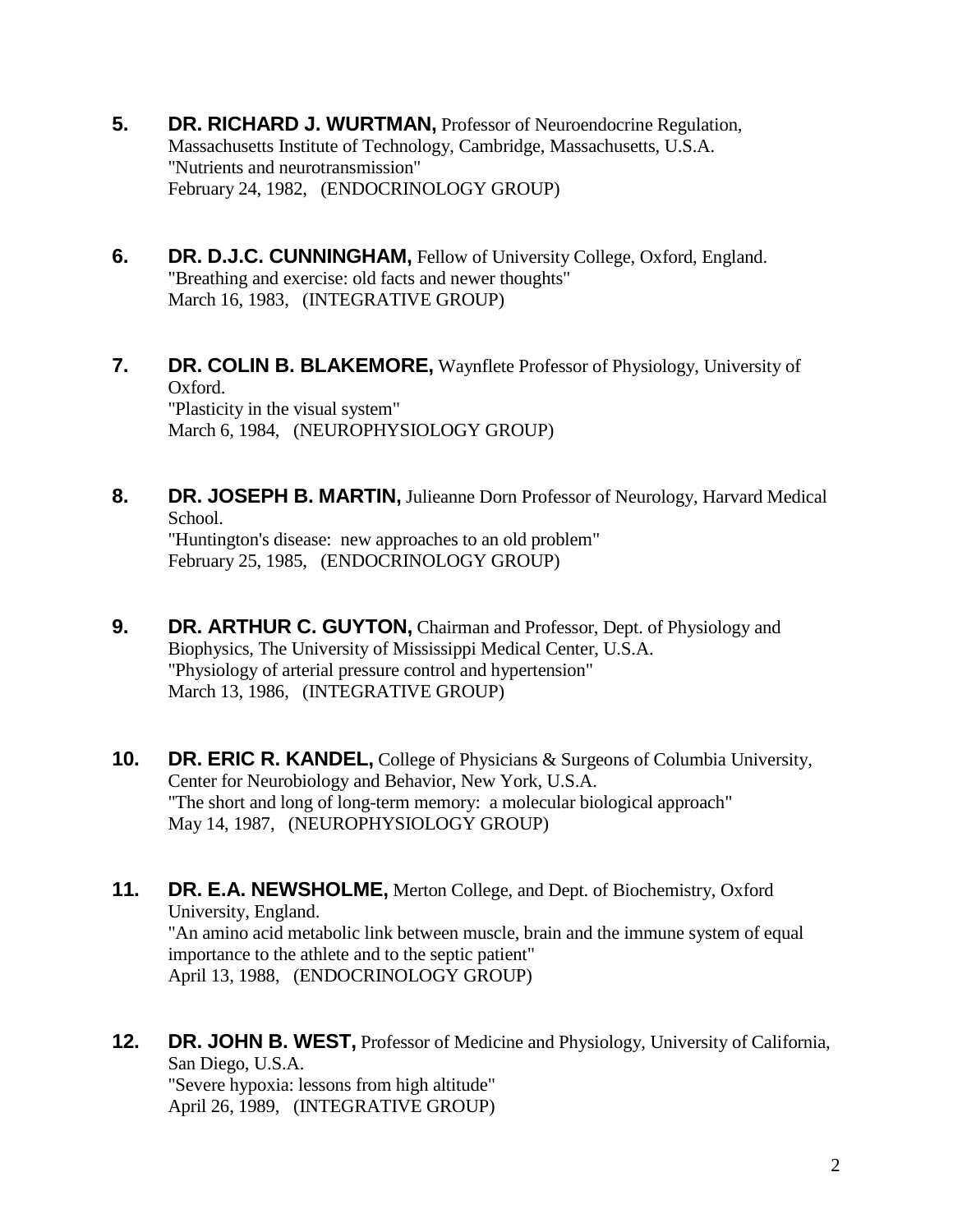5. **DR. RICHARD J. WURTMAN,** Professor of Neuroendocrine Regulation, Massachusetts Institute of Technology, Cambridge, Massachusetts, U.S.A.
   "Nutrients and neurotransmission"
   February 24, 1982, (ENDOCRINOLOGY GROUP)

6. **DR. D.J.C. CUNNINGHAM,** Fellow of University College, Oxford, England.
   "Breathing and exercise: old facts and newer thoughts"
   March 16, 1983, (INTEGRATIVE GROUP)

7. **DR. COLIN B. BLAKEMORE,** Waynflete Professor of Physiology, University of Oxford.
   "Plasticity in the visual system"
   March 6, 1984, (NEUROPHYSIOLOGY GROUP)

8. **DR. JOSEPH B. MARTIN,** Julieanne Dorn Professor of Neurology, Harvard Medical School.
   "Huntington's disease: new approaches to an old problem"
   February 25, 1985, (ENDOCRINOLOGY GROUP)

9. **DR. ARTHUR C. GUYTON,** Chairman and Professor, Dept. of Physiology and Biophysics, The University of Mississippi Medical Center, U.S.A.
   "Physiology of arterial pressure control and hypertension"
   March 13, 1986, (INTEGRATIVE GROUP)

10. **DR. ERIC R. KANDEL,** College of Physicians & Surgeons of Columbia University, Center for Neurobiology and Behavior, New York, U.S.A.
    "The short and long of long-term memory: a molecular biological approach"
    May 14, 1987, (NEUROPHYSIOLOGY GROUP)

11. **DR. E.A. NEWSHOLME,** Merton College, and Dept. of Biochemistry, Oxford University, England.
    "An amino acid metabolic link between muscle, brain and the immune system of equal importance to the athlete and to the septic patient"
    April 13, 1988, (ENDOCRINOLOGY GROUP)

12. **DR. JOHN B. WEST,** Professor of Medicine and Physiology, University of California, San Diego, U.S.A.
    "Severe hypoxia: lessons from high altitude"
    April 26, 1989, (INTEGRATIVE GROUP)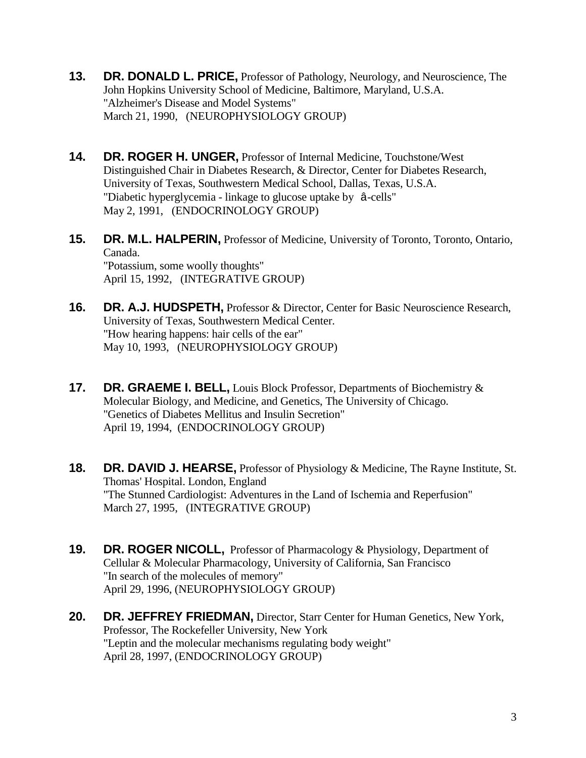**13.** **DR. DONALD L. PRICE,** Professor of Pathology, Neurology, and Neuroscience, The John Hopkins University School of Medicine, Baltimore, Maryland, U.S.A.
"Alzheimer's Disease and Model Systems"
March 21, 1990, (NEUROPHYSIOLOGY GROUP)

**14.** **DR. ROGER H. UNGER,** Professor of Internal Medicine, Touchstone/West Distinguished Chair in Diabetes Research, & Director, Center for Diabetes Research, University of Texas, Southwestern Medical School, Dallas, Texas, U.S.A.
"Diabetic hyperglycemia - linkage to glucose uptake by â-cells"
May 2, 1991, (ENDOCRINOLOGY GROUP)

**15.** **DR. M.L. HALPERIN,** Professor of Medicine, University of Toronto, Toronto, Ontario, Canada.
"Potassium, some woolly thoughts"
April 15, 1992, (INTEGRATIVE GROUP)

**16.** **DR. A.J. HUDSPETH,** Professor & Director, Center for Basic Neuroscience Research, University of Texas, Southwestern Medical Center.
"How hearing happens: hair cells of the ear"
May 10, 1993, (NEUROPHYSIOLOGY GROUP)

**17.** **DR. GRAEME I. BELL,** Louis Block Professor, Departments of Biochemistry & Molecular Biology, and Medicine, and Genetics, The University of Chicago.
"Genetics of Diabetes Mellitus and Insulin Secretion"
April 19, 1994, (ENDOCRINOLOGY GROUP)

**18.** **DR. DAVID J. HEARSE,** Professor of Physiology & Medicine, The Rayne Institute, St. Thomas' Hospital. London, England
"The Stunned Cardiologist: Adventures in the Land of Ischemia and Reperfusion"
March 27, 1995, (INTEGRATIVE GROUP)

**19.** **DR. ROGER NICOLL,** Professor of Pharmacology & Physiology, Department of Cellular & Molecular Pharmacology, University of California, San Francisco
"In search of the molecules of memory"
April 29, 1996, (NEUROPHYSIOLOGY GROUP)

**20.** **DR. JEFFREY FRIEDMAN,** Director, Starr Center for Human Genetics, New York, Professor, The Rockefeller University, New York
"Leptin and the molecular mechanisms regulating body weight"
April 28, 1997, (ENDOCRINOLOGY GROUP)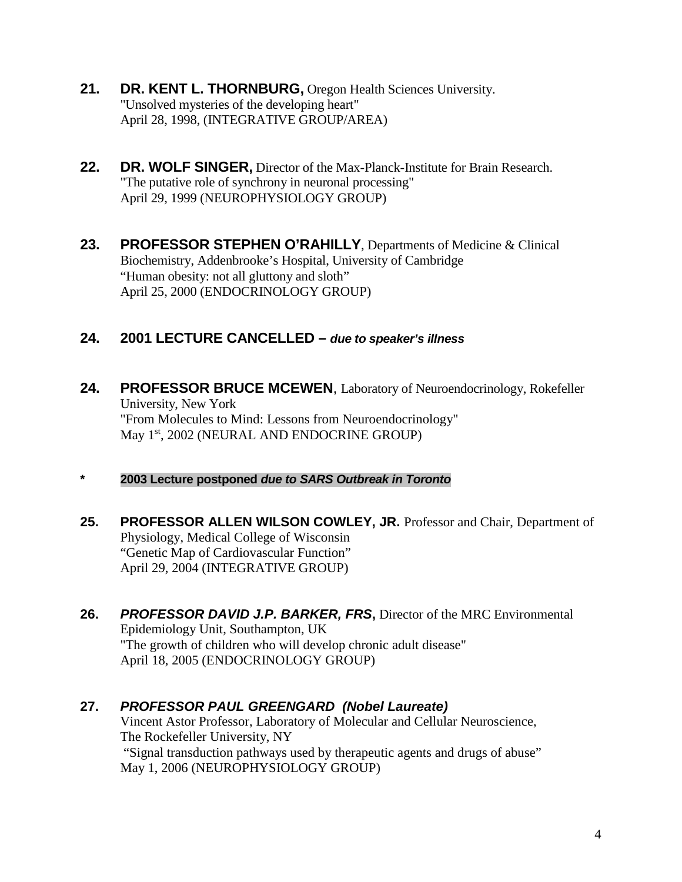**21. DR. KENT L. THORNBURG,** Oregon Health Sciences University.
"Unsolved mysteries of the developing heart"
April 28, 1998, (INTEGRATIVE GROUP/AREA)

**22. DR. WOLF SINGER,** Director of the Max-Planck-Institute for Brain Research.
"The putative role of synchrony in neuronal processing"
April 29, 1999 (NEUROPHYSIOLOGY GROUP)

**23. PROFESSOR STEPHEN O'RAHILLY**, Departments of Medicine & Clinical Biochemistry, Addenbrooke's Hospital, University of Cambridge
"Human obesity: not all gluttony and sloth"
April 25, 2000 (ENDOCRINOLOGY GROUP)

**24. 2001 LECTURE CANCELLED –** ***due to speaker's illness***

**24. PROFESSOR BRUCE MCEWEN**, Laboratory of Neuroendocrinology, Rokefeller University, New York
"From Molecules to Mind: Lessons from Neuroendocrinology"
May 1st, 2002 (NEURAL AND ENDOCRINE GROUP)

**\* 2003 Lecture postponed** ***due to SARS Outbreak in Toronto***

**25. PROFESSOR ALLEN WILSON COWLEY, JR.** Professor and Chair, Department of Physiology, Medical College of Wisconsin
"Genetic Map of Cardiovascular Function"
April 29, 2004 (INTEGRATIVE GROUP)

**26.** ***PROFESSOR DAVID J.P. BARKER, FRS*****,** Director of the MRC Environmental Epidemiology Unit, Southampton, UK
"The growth of children who will develop chronic adult disease"
April 18, 2005 (ENDOCRINOLOGY GROUP)

**27.** ***PROFESSOR PAUL GREENGARD (Nobel Laureate)***
Vincent Astor Professor, Laboratory of Molecular and Cellular Neuroscience, The Rockefeller University, NY
"Signal transduction pathways used by therapeutic agents and drugs of abuse"
May 1, 2006 (NEUROPHYSIOLOGY GROUP)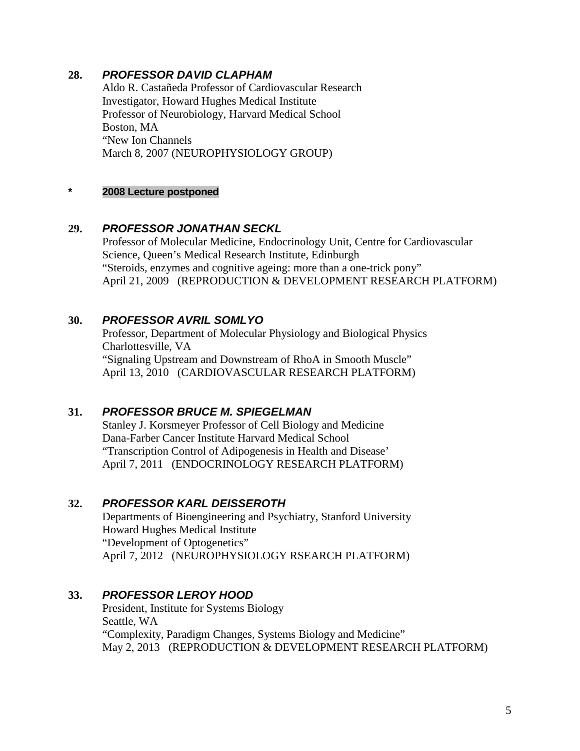**28.** ***PROFESSOR DAVID CLAPHAM***
Aldo R. Castañeda Professor of Cardiovascular Research
Investigator, Howard Hughes Medical Institute
Professor of Neurobiology, Harvard Medical School
Boston, MA
"New Ion Channels
March 8, 2007 (NEUROPHYSIOLOGY GROUP)

**\*** **2008 Lecture postponed**

**29.** ***PROFESSOR JONATHAN SECKL***
Professor of Molecular Medicine, Endocrinology Unit, Centre for Cardiovascular Science, Queen's Medical Research Institute, Edinburgh
"Steroids, enzymes and cognitive ageing: more than a one-trick pony"
April 21, 2009 (REPRODUCTION & DEVELOPMENT RESEARCH PLATFORM)

**30.** ***PROFESSOR AVRIL SOMLYO***
Professor, Department of Molecular Physiology and Biological Physics
Charlottesville, VA
"Signaling Upstream and Downstream of RhoA in Smooth Muscle"
April 13, 2010 (CARDIOVASCULAR RESEARCH PLATFORM)

**31.** ***PROFESSOR BRUCE M. SPIEGELMAN***
Stanley J. Korsmeyer Professor of Cell Biology and Medicine
Dana-Farber Cancer Institute Harvard Medical School
"Transcription Control of Adipogenesis in Health and Disease'
April 7, 2011 (ENDOCRINOLOGY RESEARCH PLATFORM)

**32.** ***PROFESSOR KARL DEISSEROTH***
Departments of Bioengineering and Psychiatry, Stanford University
Howard Hughes Medical Institute
"Development of Optogenetics"
April 7, 2012 (NEUROPHYSIOLOGY RSEARCH PLATFORM)

**33.** ***PROFESSOR LEROY HOOD***
President, Institute for Systems Biology
Seattle, WA
"Complexity, Paradigm Changes, Systems Biology and Medicine"
May 2, 2013 (REPRODUCTION & DEVELOPMENT RESEARCH PLATFORM)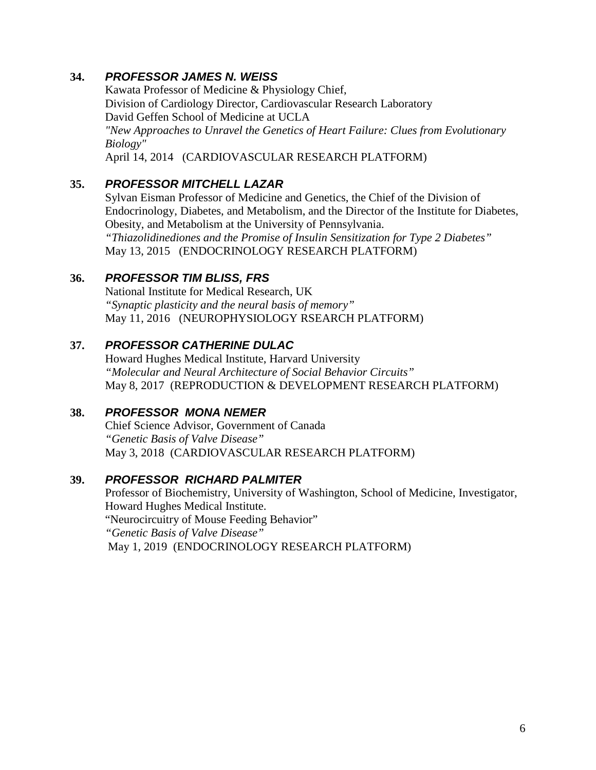**34.** ***PROFESSOR JAMES N. WEISS***

Kawata Professor of Medicine & Physiology Chief,
Division of Cardiology Director, Cardiovascular Research Laboratory
David Geffen School of Medicine at UCLA
*"New Approaches to Unravel the Genetics of Heart Failure: Clues from Evolutionary Biology"*
April 14, 2014 (CARDIOVASCULAR RESEARCH PLATFORM)

**35.** ***PROFESSOR MITCHELL LAZAR***

Sylvan Eisman Professor of Medicine and Genetics, the Chief of the Division of Endocrinology, Diabetes, and Metabolism, and the Director of the Institute for Diabetes, Obesity, and Metabolism at the University of Pennsylvania.
*"Thiazolidinediones and the Promise of Insulin Sensitization for Type 2 Diabetes"*
May 13, 2015 (ENDOCRINOLOGY RESEARCH PLATFORM)

**36.** ***PROFESSOR TIM BLISS, FRS***

National Institute for Medical Research, UK
*"Synaptic plasticity and the neural basis of memory"*
May 11, 2016 (NEUROPHYSIOLOGY RSEARCH PLATFORM)

**37.** ***PROFESSOR CATHERINE DULAC***

Howard Hughes Medical Institute, Harvard University
*"Molecular and Neural Architecture of Social Behavior Circuits"*
May 8, 2017 (REPRODUCTION & DEVELOPMENT RESEARCH PLATFORM)

**38.** ***PROFESSOR MONA NEMER***

Chief Science Advisor, Government of Canada
*"Genetic Basis of Valve Disease"*
May 3, 2018 (CARDIOVASCULAR RESEARCH PLATFORM)

**39.** ***PROFESSOR RICHARD PALMITER***

Professor of Biochemistry, University of Washington, School of Medicine, Investigator, Howard Hughes Medical Institute.
"Neurocircuitry of Mouse Feeding Behavior"
*"Genetic Basis of Valve Disease"*
May 1, 2019 (ENDOCRINOLOGY RESEARCH PLATFORM)